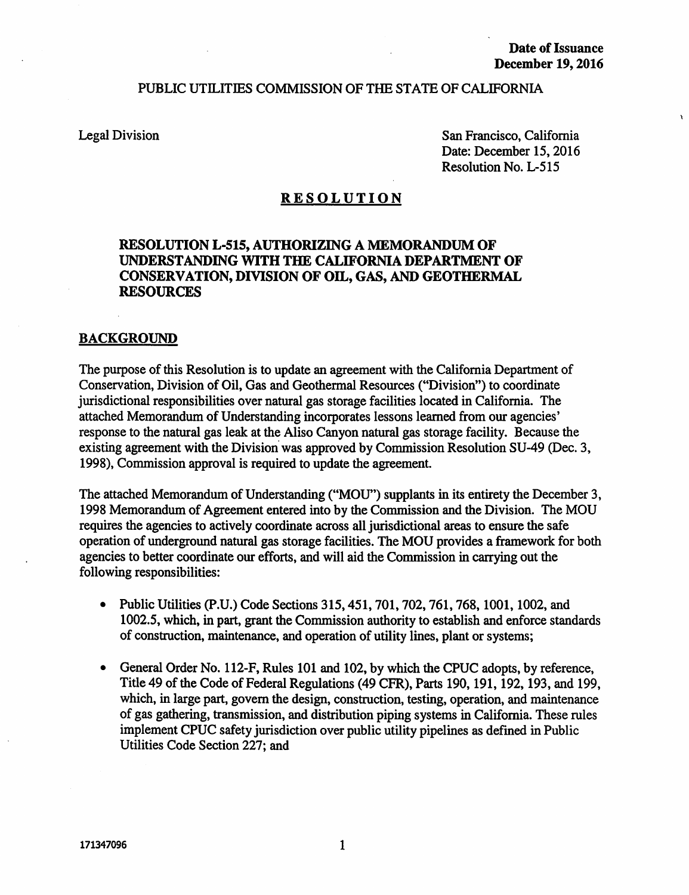**Date of Issuance**
**December 19, 2016**

PUBLIC UTILITIES COMMISSION OF THE STATE OF CALIFORNIA

Legal Division

San Francisco, California
Date: December 15, 2016
Resolution No. L-515

# RESOLUTION

## RESOLUTION L-515, AUTHORIZING A MEMORANDUM OF UNDERSTANDING WITH THE CALIFORNIA DEPARTMENT OF CONSERVATION, DIVISION OF OIL, GAS, AND GEOTHERMAL RESOURCES

## BACKGROUND

The purpose of this Resolution is to update an agreement with the California Department of Conservation, Division of Oil, Gas and Geothermal Resources ("Division") to coordinate jurisdictional responsibilities over natural gas storage facilities located in California. The attached Memorandum of Understanding incorporates lessons learned from our agencies' response to the natural gas leak at the Aliso Canyon natural gas storage facility. Because the existing agreement with the Division was approved by Commission Resolution SU-49 (Dec. 3, 1998), Commission approval is required to update the agreement.

The attached Memorandum of Understanding ("MOU") supplants in its entirety the December 3, 1998 Memorandum of Agreement entered into by the Commission and the Division. The MOU requires the agencies to actively coordinate across all jurisdictional areas to ensure the safe operation of underground natural gas storage facilities. The MOU provides a framework for both agencies to better coordinate our efforts, and will aid the Commission in carrying out the following responsibilities:

- Public Utilities (P.U.) Code Sections 315, 451, 701, 702, 761, 768, 1001, 1002, and 1002.5, which, in part, grant the Commission authority to establish and enforce standards of construction, maintenance, and operation of utility lines, plant or systems;
- General Order No. 112-F, Rules 101 and 102, by which the CPUC adopts, by reference, Title 49 of the Code of Federal Regulations (49 CFR), Parts 190, 191, 192, 193, and 199, which, in large part, govern the design, construction, testing, operation, and maintenance of gas gathering, transmission, and distribution piping systems in California. These rules implement CPUC safety jurisdiction over public utility pipelines as defined in Public Utilities Code Section 227; and

171347096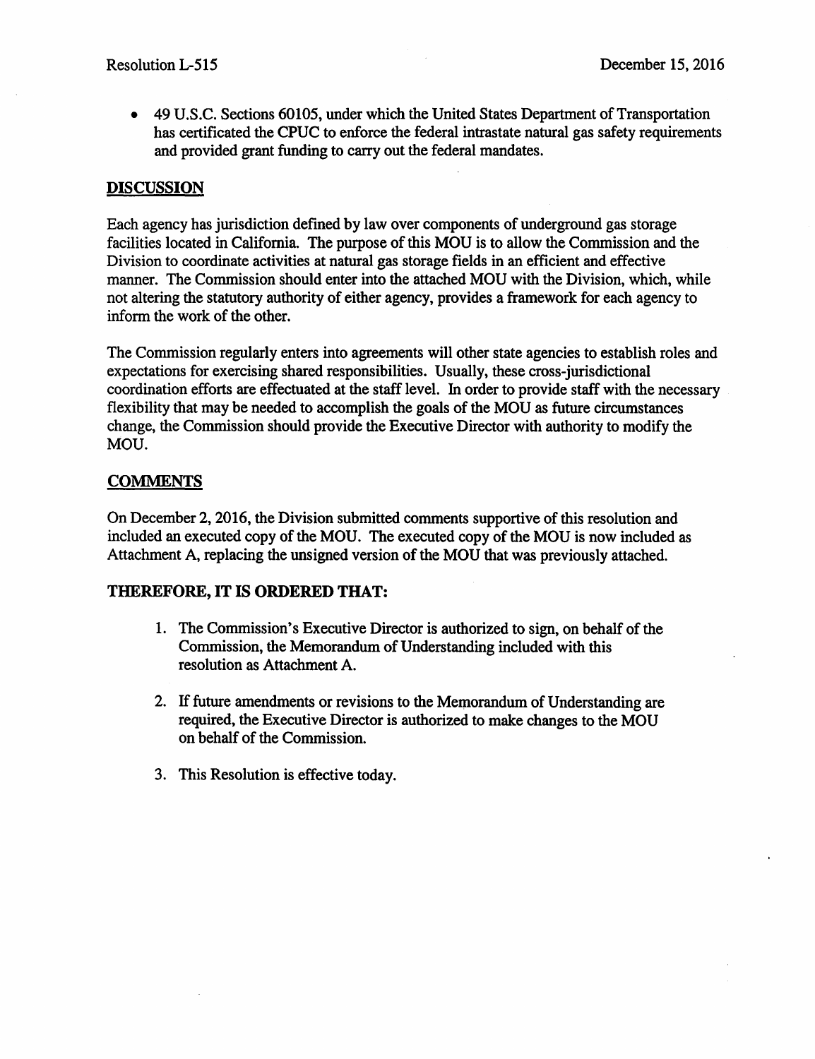- 49 U.S.C. Sections 60105, under which the United States Department of Transportation has certificated the CPUC to enforce the federal intrastate natural gas safety requirements and provided grant funding to carry out the federal mandates.

## DISCUSSION

Each agency has jurisdiction defined by law over components of underground gas storage facilities located in California. The purpose of this MOU is to allow the Commission and the Division to coordinate activities at natural gas storage fields in an efficient and effective manner. The Commission should enter into the attached MOU with the Division, which, while not altering the statutory authority of either agency, provides a framework for each agency to inform the work of the other.

The Commission regularly enters into agreements will other state agencies to establish roles and expectations for exercising shared responsibilities. Usually, these cross-jurisdictional coordination efforts are effectuated at the staff level. In order to provide staff with the necessary flexibility that may be needed to accomplish the goals of the MOU as future circumstances change, the Commission should provide the Executive Director with authority to modify the MOU.

## COMMENTS

On December 2, 2016, the Division submitted comments supportive of this resolution and included an executed copy of the MOU. The executed copy of the MOU is now included as Attachment A, replacing the unsigned version of the MOU that was previously attached.

## THEREFORE, IT IS ORDERED THAT:

1. The Commission's Executive Director is authorized to sign, on behalf of the Commission, the Memorandum of Understanding included with this resolution as Attachment A.

2. If future amendments or revisions to the Memorandum of Understanding are required, the Executive Director is authorized to make changes to the MOU on behalf of the Commission.

3. This Resolution is effective today.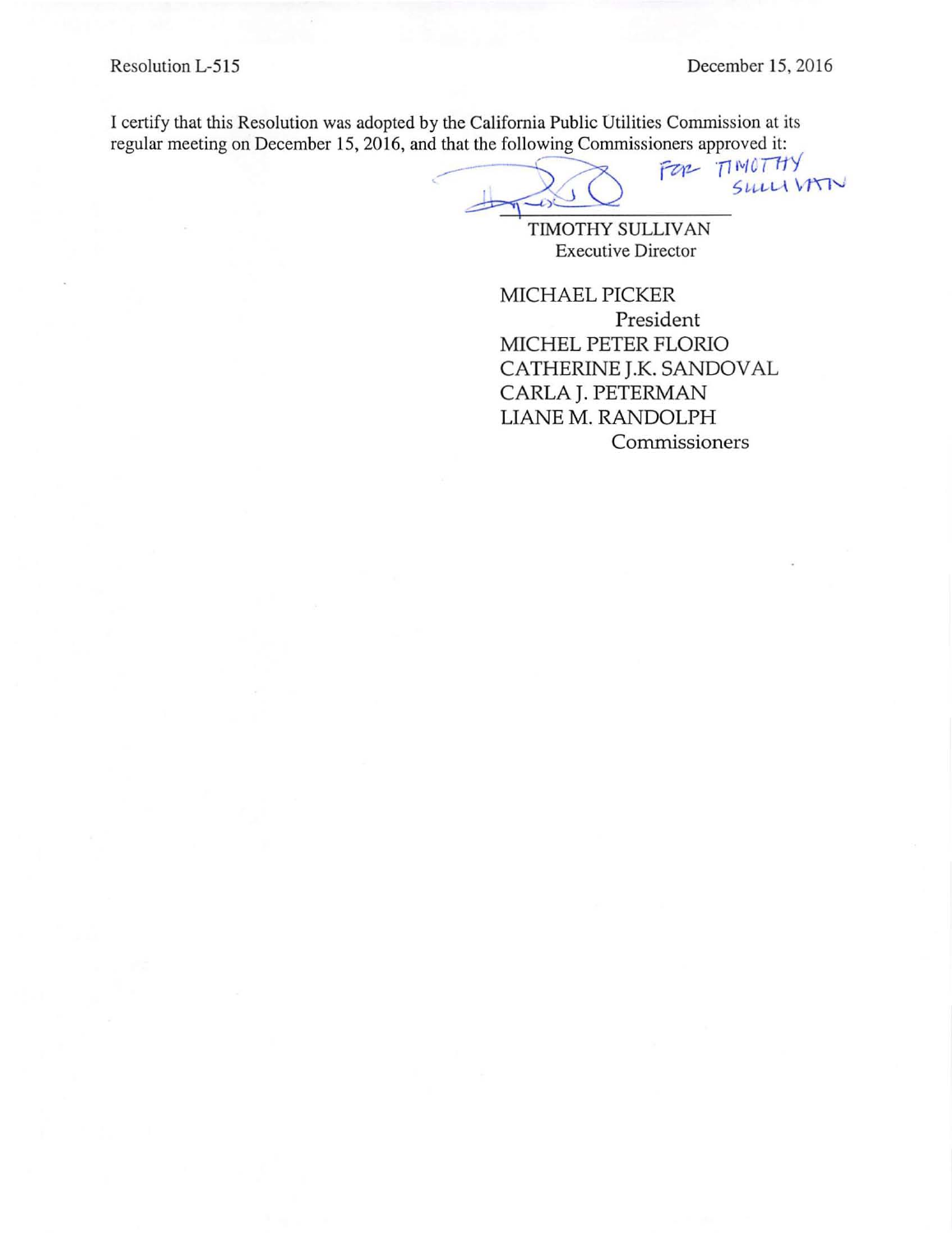I certify that this Resolution was adopted by the California Public Utilities Commission at its regular meeting on December 15, 2016, and that the following Commissioners approved it:

FOR TIMOTHY SULLIVAN

TIMOTHY SULLIVAN
Executive Director

MICHAEL PICKER
President
MICHEL PETER FLORIO
CATHERINE J.K. SANDOVAL
CARLA J. PETERMAN
LIANE M. RANDOLPH
Commissioners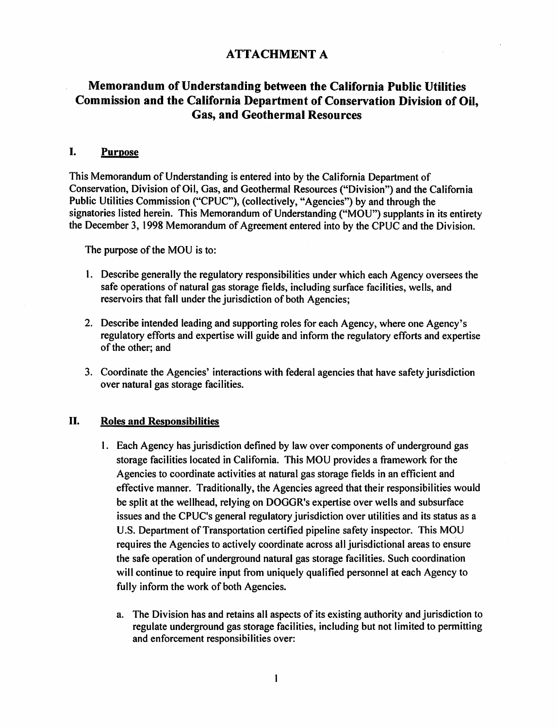# ATTACHMENT A

## Memorandum of Understanding between the California Public Utilities Commission and the California Department of Conservation Division of Oil, Gas, and Geothermal Resources

### I. Purpose

This Memorandum of Understanding is entered into by the California Department of Conservation, Division of Oil, Gas, and Geothermal Resources ("Division") and the California Public Utilities Commission ("CPUC"), (collectively, "Agencies") by and through the signatories listed herein. This Memorandum of Understanding ("MOU") supplants in its entirety the December 3, 1998 Memorandum of Agreement entered into by the CPUC and the Division.

The purpose of the MOU is to:

1. Describe generally the regulatory responsibilities under which each Agency oversees the safe operations of natural gas storage fields, including surface facilities, wells, and reservoirs that fall under the jurisdiction of both Agencies;
2. Describe intended leading and supporting roles for each Agency, where one Agency's regulatory efforts and expertise will guide and inform the regulatory efforts and expertise of the other; and
3. Coordinate the Agencies' interactions with federal agencies that have safety jurisdiction over natural gas storage facilities.

### II. Roles and Responsibilities

1. Each Agency has jurisdiction defined by law over components of underground gas storage facilities located in California. This MOU provides a framework for the Agencies to coordinate activities at natural gas storage fields in an efficient and effective manner. Traditionally, the Agencies agreed that their responsibilities would be split at the wellhead, relying on DOGGR's expertise over wells and subsurface issues and the CPUC's general regulatory jurisdiction over utilities and its status as a U.S. Department of Transportation certified pipeline safety inspector. This MOU requires the Agencies to actively coordinate across all jurisdictional areas to ensure the safe operation of underground natural gas storage facilities. Such coordination will continue to require input from uniquely qualified personnel at each Agency to fully inform the work of both Agencies.

   a. The Division has and retains all aspects of its existing authority and jurisdiction to regulate underground gas storage facilities, including but not limited to permitting and enforcement responsibilities over: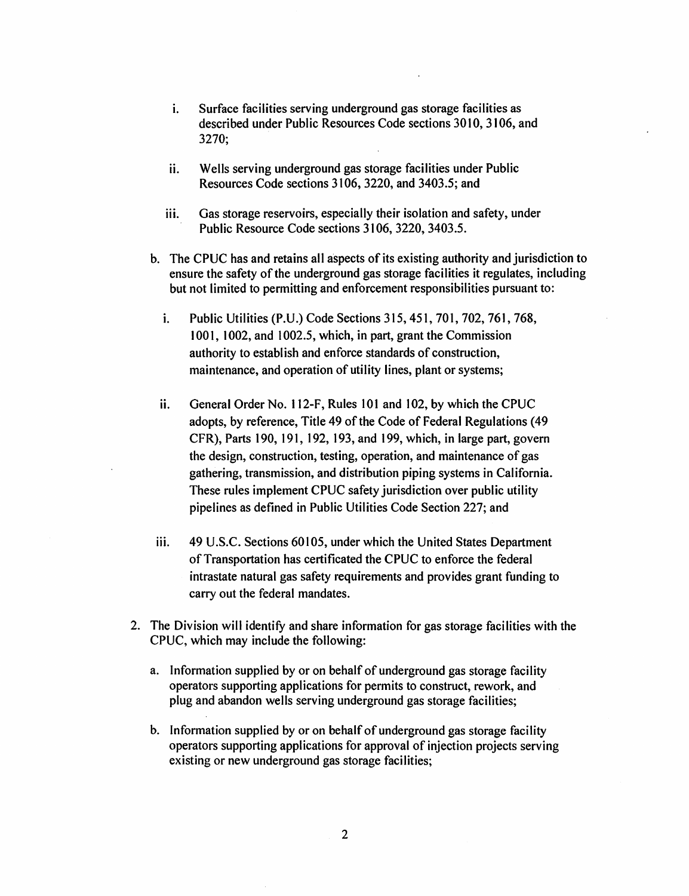i. Surface facilities serving underground gas storage facilities as described under Public Resources Code sections 3010, 3106, and 3270;

   ii. Wells serving underground gas storage facilities under Public Resources Code sections 3106, 3220, and 3403.5; and

   iii. Gas storage reservoirs, especially their isolation and safety, under Public Resource Code sections 3106, 3220, 3403.5.

b. The CPUC has and retains all aspects of its existing authority and jurisdiction to ensure the safety of the underground gas storage facilities it regulates, including but not limited to permitting and enforcement responsibilities pursuant to:

   i. Public Utilities (P.U.) Code Sections 315, 451, 701, 702, 761, 768, 1001, 1002, and 1002.5, which, in part, grant the Commission authority to establish and enforce standards of construction, maintenance, and operation of utility lines, plant or systems;

   ii. General Order No. 112-F, Rules 101 and 102, by which the CPUC adopts, by reference, Title 49 of the Code of Federal Regulations (49 CFR), Parts 190, 191, 192, 193, and 199, which, in large part, govern the design, construction, testing, operation, and maintenance of gas gathering, transmission, and distribution piping systems in California. These rules implement CPUC safety jurisdiction over public utility pipelines as defined in Public Utilities Code Section 227; and

   iii. 49 U.S.C. Sections 60105, under which the United States Department of Transportation has certificated the CPUC to enforce the federal intrastate natural gas safety requirements and provides grant funding to carry out the federal mandates.

2. The Division will identify and share information for gas storage facilities with the CPUC, which may include the following:

   a. Information supplied by or on behalf of underground gas storage facility operators supporting applications for permits to construct, rework, and plug and abandon wells serving underground gas storage facilities;

   b. Information supplied by or on behalf of underground gas storage facility operators supporting applications for approval of injection projects serving existing or new underground gas storage facilities;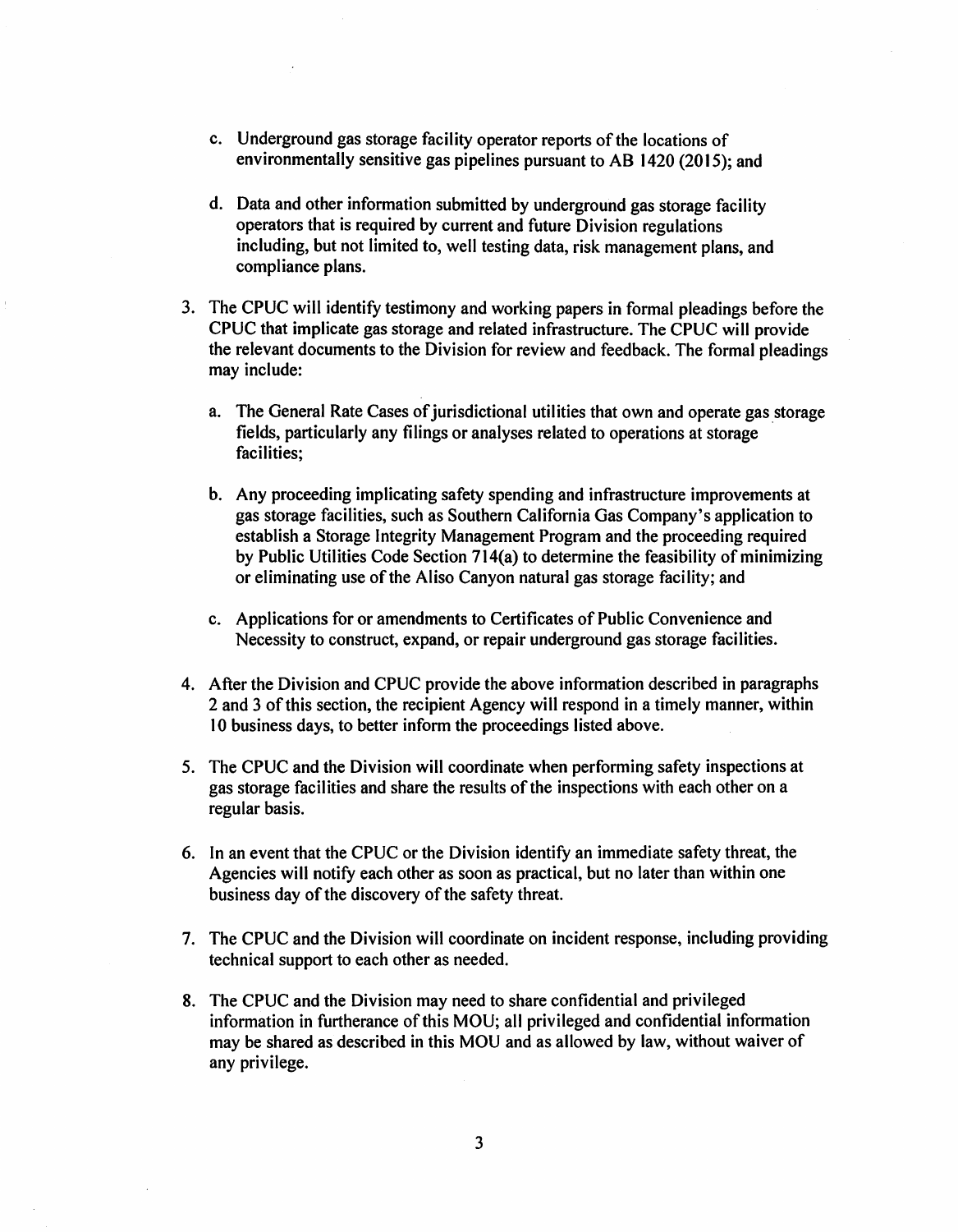c. Underground gas storage facility operator reports of the locations of environmentally sensitive gas pipelines pursuant to AB 1420 (2015); and

   d. Data and other information submitted by underground gas storage facility operators that is required by current and future Division regulations including, but not limited to, well testing data, risk management plans, and compliance plans.

3. The CPUC will identify testimony and working papers in formal pleadings before the CPUC that implicate gas storage and related infrastructure. The CPUC will provide the relevant documents to the Division for review and feedback. The formal pleadings may include:

   a. The General Rate Cases of jurisdictional utilities that own and operate gas storage fields, particularly any filings or analyses related to operations at storage facilities;

   b. Any proceeding implicating safety spending and infrastructure improvements at gas storage facilities, such as Southern California Gas Company's application to establish a Storage Integrity Management Program and the proceeding required by Public Utilities Code Section 714(a) to determine the feasibility of minimizing or eliminating use of the Aliso Canyon natural gas storage facility; and

   c. Applications for or amendments to Certificates of Public Convenience and Necessity to construct, expand, or repair underground gas storage facilities.

4. After the Division and CPUC provide the above information described in paragraphs 2 and 3 of this section, the recipient Agency will respond in a timely manner, within 10 business days, to better inform the proceedings listed above.

5. The CPUC and the Division will coordinate when performing safety inspections at gas storage facilities and share the results of the inspections with each other on a regular basis.

6. In an event that the CPUC or the Division identify an immediate safety threat, the Agencies will notify each other as soon as practical, but no later than within one business day of the discovery of the safety threat.

7. The CPUC and the Division will coordinate on incident response, including providing technical support to each other as needed.

8. The CPUC and the Division may need to share confidential and privileged information in furtherance of this MOU; all privileged and confidential information may be shared as described in this MOU and as allowed by law, without waiver of any privilege.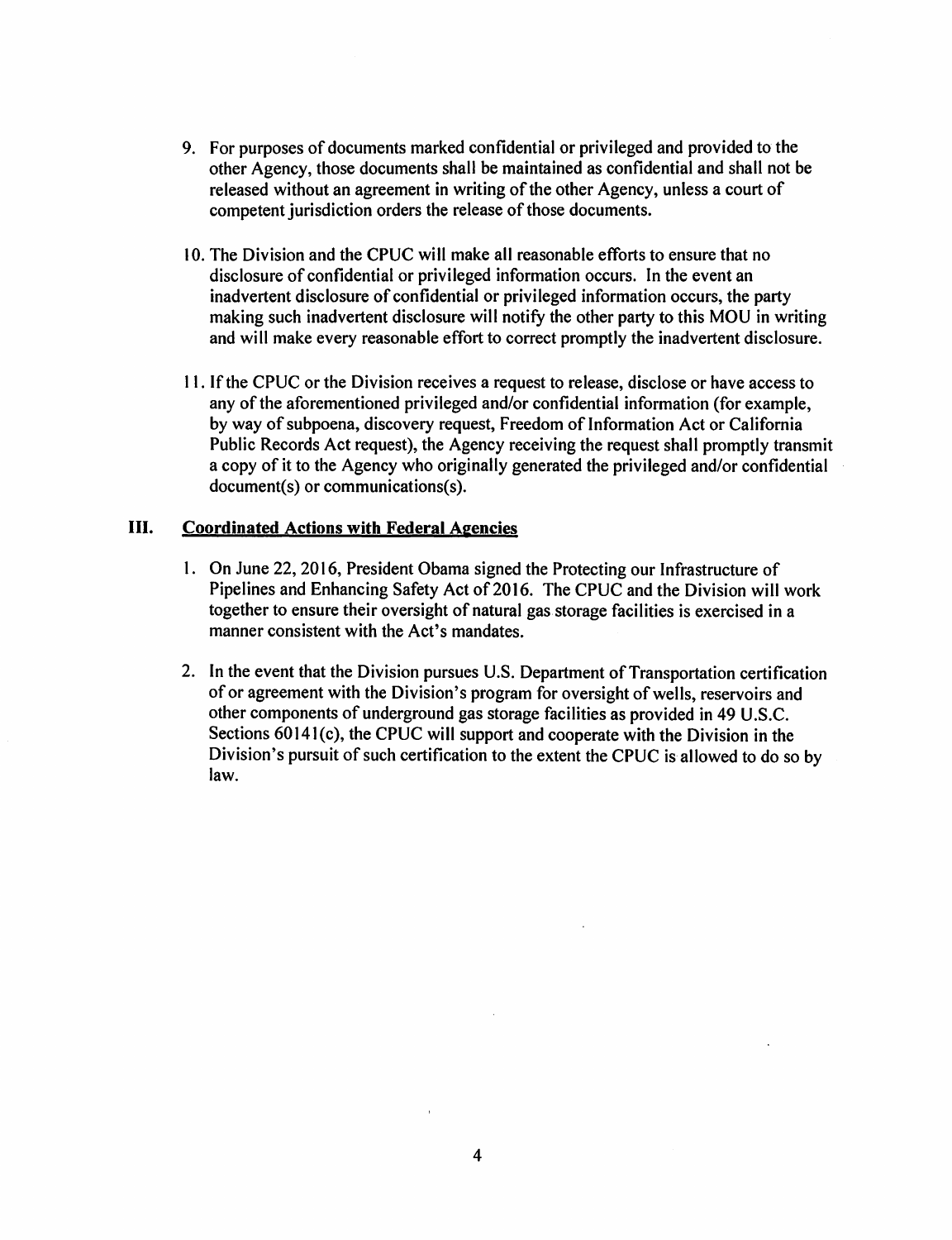9. For purposes of documents marked confidential or privileged and provided to the other Agency, those documents shall be maintained as confidential and shall not be released without an agreement in writing of the other Agency, unless a court of competent jurisdiction orders the release of those documents.

10. The Division and the CPUC will make all reasonable efforts to ensure that no disclosure of confidential or privileged information occurs. In the event an inadvertent disclosure of confidential or privileged information occurs, the party making such inadvertent disclosure will notify the other party to this MOU in writing and will make every reasonable effort to correct promptly the inadvertent disclosure.

11. If the CPUC or the Division receives a request to release, disclose or have access to any of the aforementioned privileged and/or confidential information (for example, by way of subpoena, discovery request, Freedom of Information Act or California Public Records Act request), the Agency receiving the request shall promptly transmit a copy of it to the Agency who originally generated the privileged and/or confidential document(s) or communications(s).

## III. Coordinated Actions with Federal Agencies

1. On June 22, 2016, President Obama signed the Protecting our Infrastructure of Pipelines and Enhancing Safety Act of 2016. The CPUC and the Division will work together to ensure their oversight of natural gas storage facilities is exercised in a manner consistent with the Act's mandates.

2. In the event that the Division pursues U.S. Department of Transportation certification of or agreement with the Division's program for oversight of wells, reservoirs and other components of underground gas storage facilities as provided in 49 U.S.C. Sections 60141(c), the CPUC will support and cooperate with the Division in the Division's pursuit of such certification to the extent the CPUC is allowed to do so by law.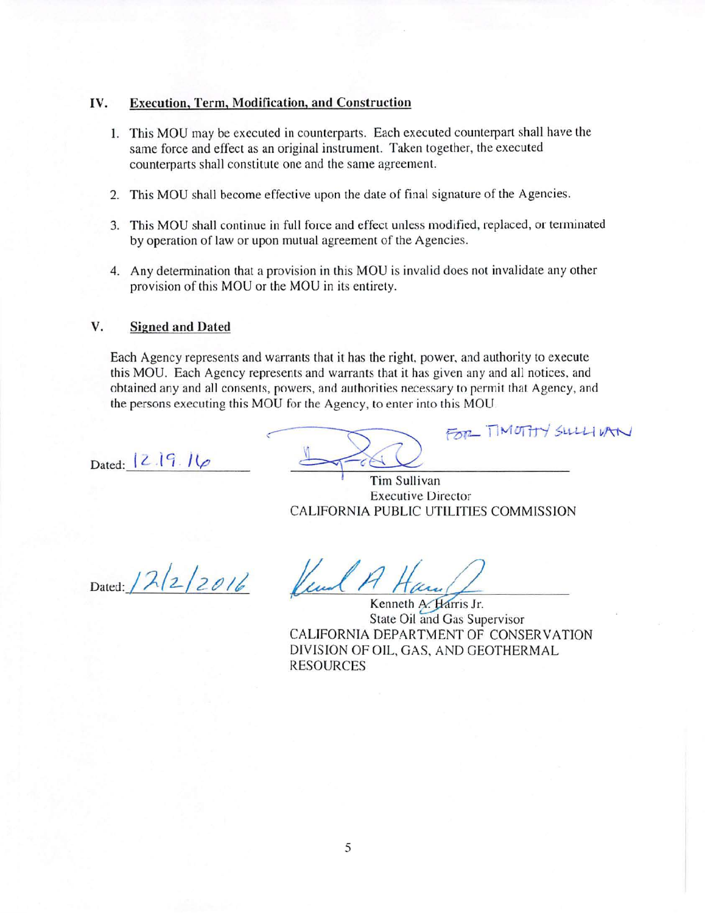## IV. Execution, Term, Modification, and Construction

1. This MOU may be executed in counterparts. Each executed counterpart shall have the same force and effect as an original instrument. Taken together, the executed counterparts shall constitute one and the same agreement.
2. This MOU shall become effective upon the date of final signature of the Agencies.
3. This MOU shall continue in full force and effect unless modified, replaced, or terminated by operation of law or upon mutual agreement of the Agencies.
4. Any determination that a provision in this MOU is invalid does not invalidate any other provision of this MOU or the MOU in its entirety.

## V. Signed and Dated

Each Agency represents and warrants that it has the right, power, and authority to execute this MOU. Each Agency represents and warrants that it has given any and all notices, and obtained any and all consents, powers, and authorities necessary to permit that Agency, and the persons executing this MOU for the Agency, to enter into this MOU.

Dated: 12.19.16

FOR TIMOTHY SULLIVAN

Tim Sullivan
Executive Director
CALIFORNIA PUBLIC UTILITIES COMMISSION

Dated: 12/2/2016

Kenneth A. Harris Jr.
State Oil and Gas Supervisor
CALIFORNIA DEPARTMENT OF CONSERVATION
DIVISION OF OIL, GAS, AND GEOTHERMAL RESOURCES